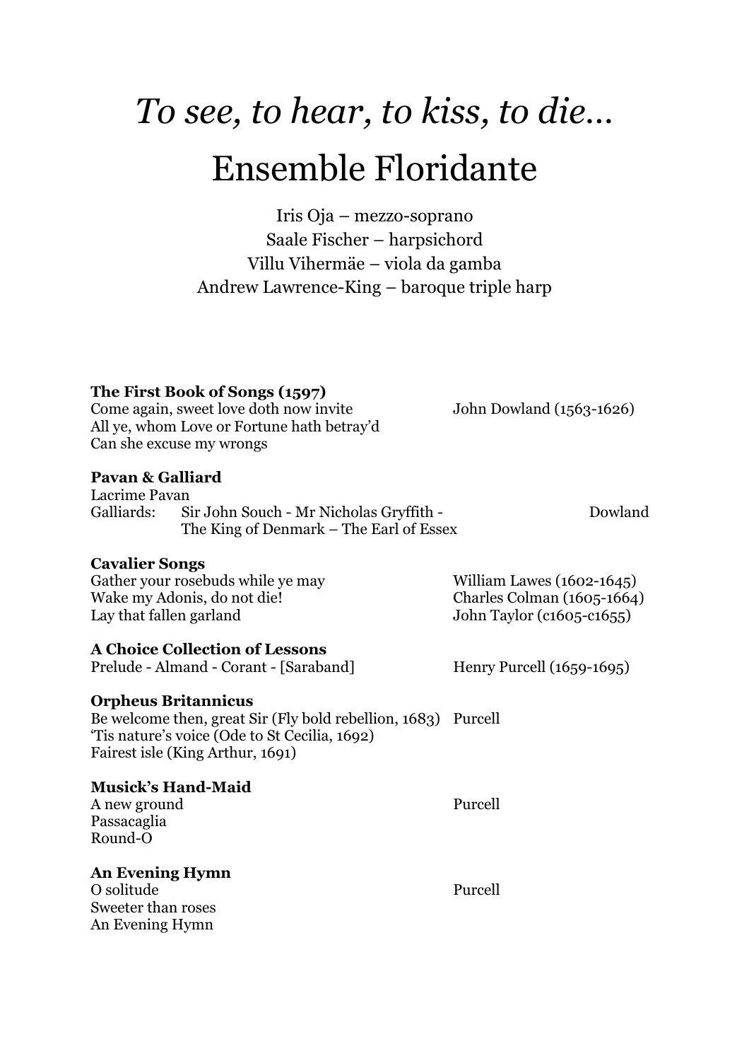# *To see, to hear, to kiss, to die…*

# Ensemble Floridante

Iris Oja – mezzo-soprano
Saale Fischer – harpsichord
Villu Vihermäe – viola da gamba
Andrew Lawrence-King – baroque triple harp

**The First Book of Songs (1597)**
Come again, sweet love doth now invite — John Dowland (1563-1626)
All ye, whom Love or Fortune hath betray'd
Can she excuse my wrongs

**Pavan & Galliard**
Lacrime Pavan
Galliards: Sir John Souch - Mr Nicholas Gryffith - The King of Denmark – The Earl of Essex — Dowland

**Cavalier Songs**
Gather your rosebuds while ye may — William Lawes (1602-1645)
Wake my Adonis, do not die! — Charles Colman (1605-1664)
Lay that fallen garland — John Taylor (c1605-c1655)

**A Choice Collection of Lessons**
Prelude - Almand - Corant - [Saraband] — Henry Purcell (1659-1695)

**Orpheus Britannicus**
Be welcome then, great Sir (Fly bold rebellion, 1683) — Purcell
'Tis nature's voice (Ode to St Cecilia, 1692)
Fairest isle (King Arthur, 1691)

**Musick's Hand-Maid**
A new ground — Purcell
Passacaglia
Round-O

**An Evening Hymn**
O solitude — Purcell
Sweeter than roses
An Evening Hymn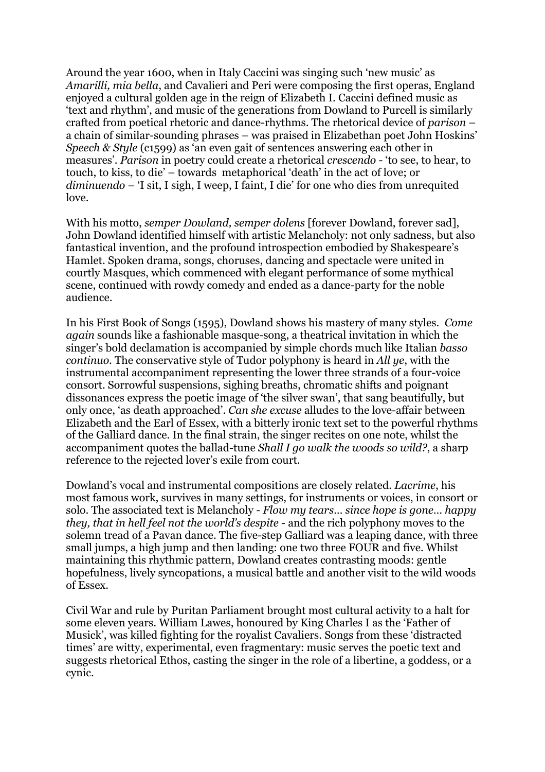Around the year 1600, when in Italy Caccini was singing such 'new music' as *Amarilli, mia bella*, and Cavalieri and Peri were composing the first operas, England enjoyed a cultural golden age in the reign of Elizabeth I. Caccini defined music as 'text and rhythm', and music of the generations from Dowland to Purcell is similarly crafted from poetical rhetoric and dance-rhythms. The rhetorical device of *parison* – a chain of similar-sounding phrases – was praised in Elizabethan poet John Hoskins' *Speech & Style* (c1599) as 'an even gait of sentences answering each other in measures'. *Parison* in poetry could create a rhetorical *crescendo* - 'to see, to hear, to touch, to kiss, to die' – towards metaphorical 'death' in the act of love; or *diminuendo* – 'I sit, I sigh, I weep, I faint, I die' for one who dies from unrequited love.

With his motto, *semper Dowland, semper dolens* [forever Dowland, forever sad], John Dowland identified himself with artistic Melancholy: not only sadness, but also fantastical invention, and the profound introspection embodied by Shakespeare's Hamlet. Spoken drama, songs, choruses, dancing and spectacle were united in courtly Masques, which commenced with elegant performance of some mythical scene, continued with rowdy comedy and ended as a dance-party for the noble audience.

In his First Book of Songs (1595), Dowland shows his mastery of many styles. *Come again* sounds like a fashionable masque-song, a theatrical invitation in which the singer's bold declamation is accompanied by simple chords much like Italian *basso continuo*. The conservative style of Tudor polyphony is heard in *All ye*, with the instrumental accompaniment representing the lower three strands of a four-voice consort. Sorrowful suspensions, sighing breaths, chromatic shifts and poignant dissonances express the poetic image of 'the silver swan', that sang beautifully, but only once, 'as death approached'. *Can she excuse* alludes to the love-affair between Elizabeth and the Earl of Essex, with a bitterly ironic text set to the powerful rhythms of the Galliard dance. In the final strain, the singer recites on one note, whilst the accompaniment quotes the ballad-tune *Shall I go walk the woods so wild?*, a sharp reference to the rejected lover's exile from court.

Dowland's vocal and instrumental compositions are closely related. *Lacrime*, his most famous work, survives in many settings, for instruments or voices, in consort or solo. The associated text is Melancholy - *Flow my tears… since hope is gone… happy they, that in hell feel not the world's despite* - and the rich polyphony moves to the solemn tread of a Pavan dance. The five-step Galliard was a leaping dance, with three small jumps, a high jump and then landing: one two three FOUR and five. Whilst maintaining this rhythmic pattern, Dowland creates contrasting moods: gentle hopefulness, lively syncopations, a musical battle and another visit to the wild woods of Essex.

Civil War and rule by Puritan Parliament brought most cultural activity to a halt for some eleven years. William Lawes, honoured by King Charles I as the 'Father of Musick', was killed fighting for the royalist Cavaliers. Songs from these 'distracted times' are witty, experimental, even fragmentary: music serves the poetic text and suggests rhetorical Ethos, casting the singer in the role of a libertine, a goddess, or a cynic.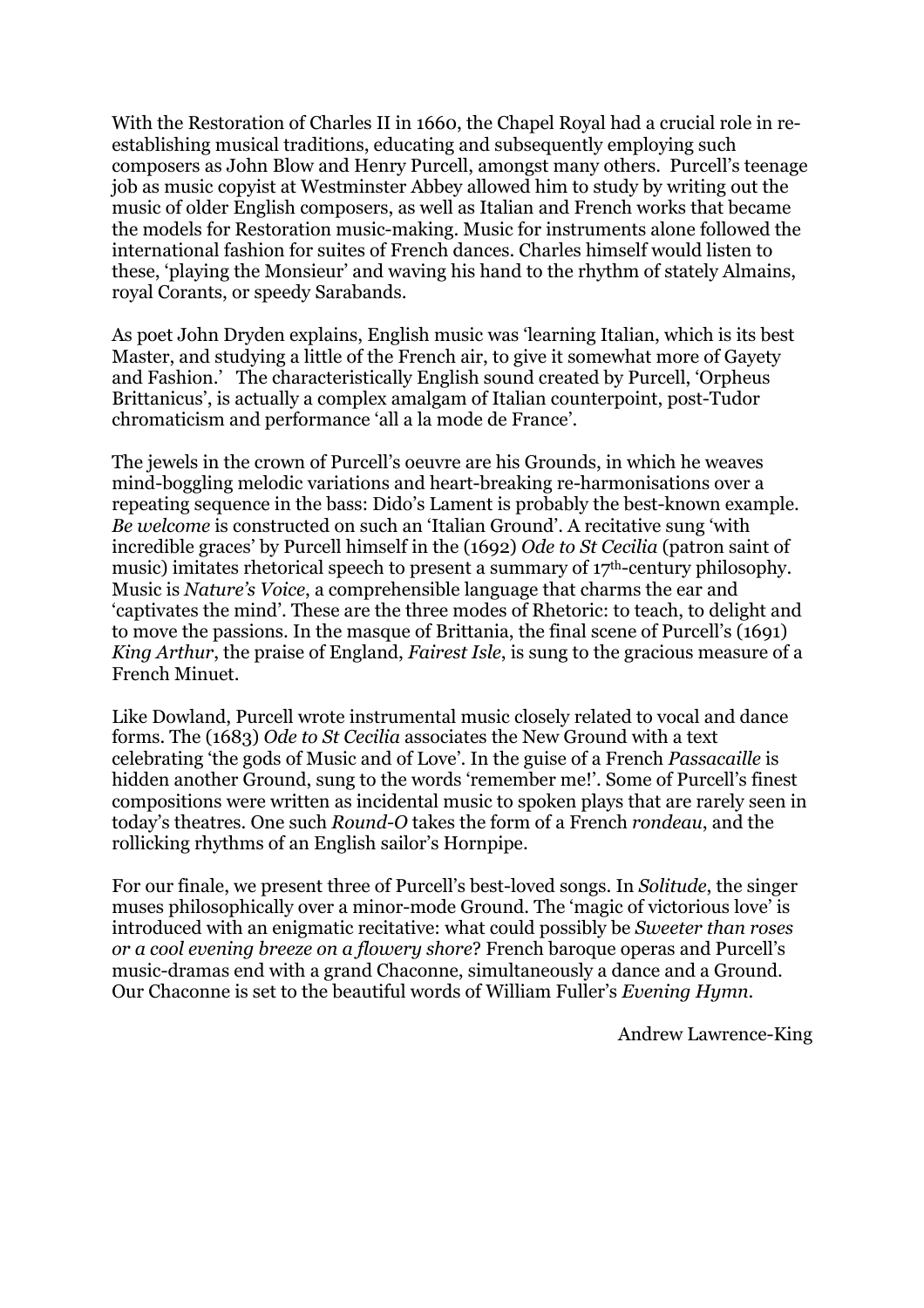With the Restoration of Charles II in 1660, the Chapel Royal had a crucial role in re-establishing musical traditions, educating and subsequently employing such composers as John Blow and Henry Purcell, amongst many others. Purcell's teenage job as music copyist at Westminster Abbey allowed him to study by writing out the music of older English composers, as well as Italian and French works that became the models for Restoration music-making. Music for instruments alone followed the international fashion for suites of French dances. Charles himself would listen to these, 'playing the Monsieur' and waving his hand to the rhythm of stately Almains, royal Corants, or speedy Sarabands.

As poet John Dryden explains, English music was 'learning Italian, which is its best Master, and studying a little of the French air, to give it somewhat more of Gayety and Fashion.' The characteristically English sound created by Purcell, 'Orpheus Brittanicus', is actually a complex amalgam of Italian counterpoint, post-Tudor chromaticism and performance 'all a la mode de France'.

The jewels in the crown of Purcell's oeuvre are his Grounds, in which he weaves mind-boggling melodic variations and heart-breaking re-harmonisations over a repeating sequence in the bass: Dido's Lament is probably the best-known example. *Be welcome* is constructed on such an 'Italian Ground'. A recitative sung 'with incredible graces' by Purcell himself in the (1692) *Ode to St Cecilia* (patron saint of music) imitates rhetorical speech to present a summary of 17th-century philosophy. Music is *Nature's Voice*, a comprehensible language that charms the ear and 'captivates the mind'. These are the three modes of Rhetoric: to teach, to delight and to move the passions. In the masque of Brittania, the final scene of Purcell's (1691) *King Arthur*, the praise of England, *Fairest Isle*, is sung to the gracious measure of a French Minuet.

Like Dowland, Purcell wrote instrumental music closely related to vocal and dance forms. The (1683) *Ode to St Cecilia* associates the New Ground with a text celebrating 'the gods of Music and of Love'. In the guise of a French *Passacaille* is hidden another Ground, sung to the words 'remember me!'. Some of Purcell's finest compositions were written as incidental music to spoken plays that are rarely seen in today's theatres. One such *Round-O* takes the form of a French *rondeau*, and the rollicking rhythms of an English sailor's Hornpipe.

For our finale, we present three of Purcell's best-loved songs. In *Solitude*, the singer muses philosophically over a minor-mode Ground. The 'magic of victorious love' is introduced with an enigmatic recitative: what could possibly be *Sweeter than roses or a cool evening breeze on a flowery shore*? French baroque operas and Purcell's music-dramas end with a grand Chaconne, simultaneously a dance and a Ground. Our Chaconne is set to the beautiful words of William Fuller's *Evening Hymn*.

Andrew Lawrence-King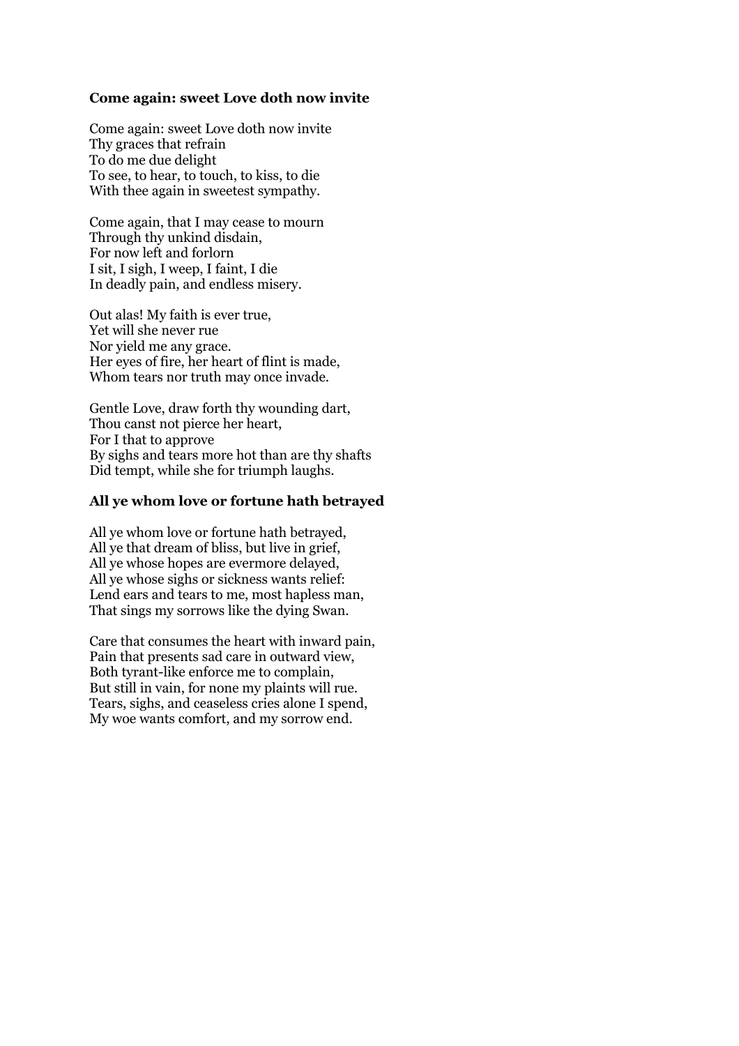### Come again: sweet Love doth now invite

Come again: sweet Love doth now invite
Thy graces that refrain
To do me due delight
To see, to hear, to touch, to kiss, to die
With thee again in sweetest sympathy.

Come again, that I may cease to mourn
Through thy unkind disdain,
For now left and forlorn
I sit, I sigh, I weep, I faint, I die
In deadly pain, and endless misery.

Out alas! My faith is ever true,
Yet will she never rue
Nor yield me any grace.
Her eyes of fire, her heart of flint is made,
Whom tears nor truth may once invade.

Gentle Love, draw forth thy wounding dart,
Thou canst not pierce her heart,
For I that to approve
By sighs and tears more hot than are thy shafts
Did tempt, while she for triumph laughs.

### All ye whom love or fortune hath betrayed

All ye whom love or fortune hath betrayed,
All ye that dream of bliss, but live in grief,
All ye whose hopes are evermore delayed,
All ye whose sighs or sickness wants relief:
Lend ears and tears to me, most hapless man,
That sings my sorrows like the dying Swan.

Care that consumes the heart with inward pain,
Pain that presents sad care in outward view,
Both tyrant-like enforce me to complain,
But still in vain, for none my plaints will rue.
Tears, sighs, and ceaseless cries alone I spend,
My woe wants comfort, and my sorrow end.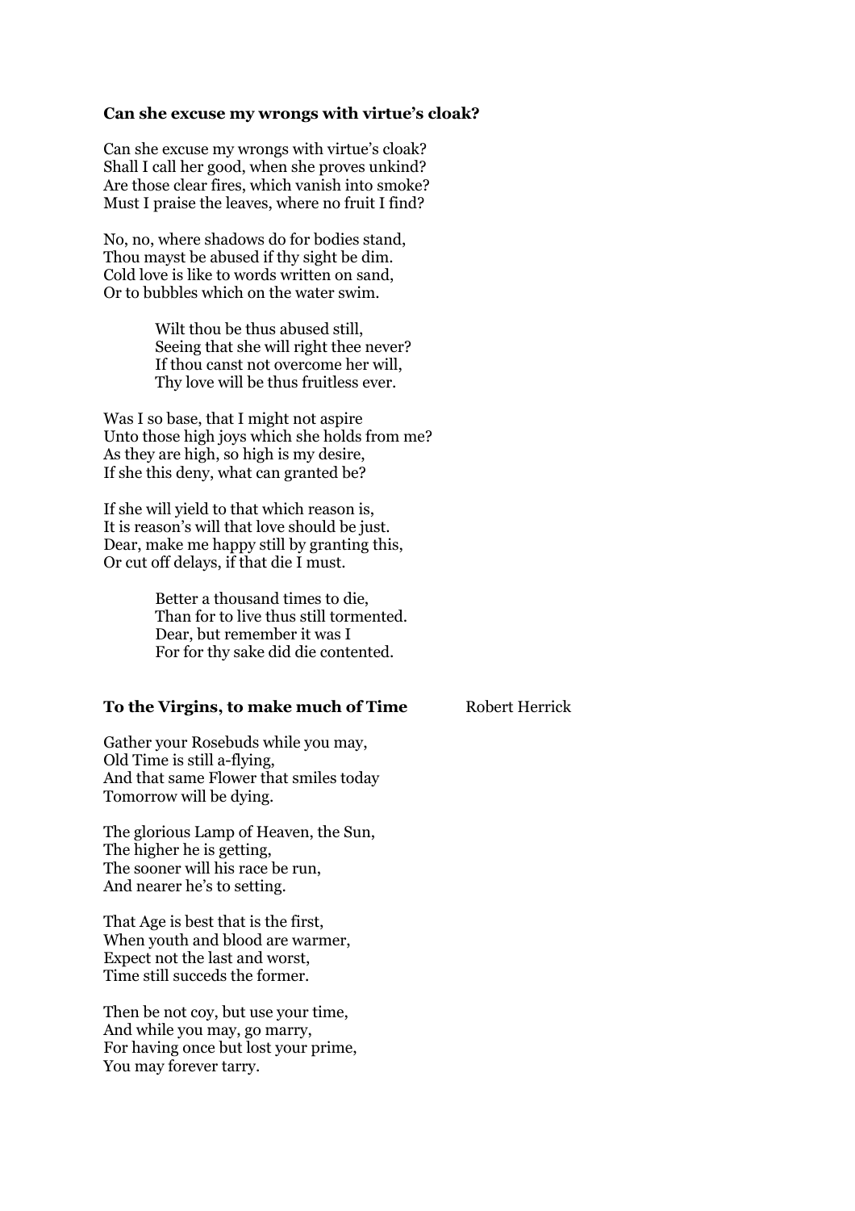**Can she excuse my wrongs with virtue's cloak?**

Can she excuse my wrongs with virtue's cloak?
Shall I call her good, when she proves unkind?
Are those clear fires, which vanish into smoke?
Must I praise the leaves, where no fruit I find?

No, no, where shadows do for bodies stand,
Thou mayst be abused if thy sight be dim.
Cold love is like to words written on sand,
Or to bubbles which on the water swim.

> Wilt thou be thus abused still,
> Seeing that she will right thee never?
> If thou canst not overcome her will,
> Thy love will be thus fruitless ever.

Was I so base, that I might not aspire
Unto those high joys which she holds from me?
As they are high, so high is my desire,
If she this deny, what can granted be?

If she will yield to that which reason is,
It is reason's will that love should be just.
Dear, make me happy still by granting this,
Or cut off delays, if that die I must.

> Better a thousand times to die,
> Than for to live thus still tormented.
> Dear, but remember it was I
> For for thy sake did die contented.

**To the Virgins, to make much of Time** Robert Herrick

Gather your Rosebuds while you may,
Old Time is still a-flying,
And that same Flower that smiles today
Tomorrow will be dying.

The glorious Lamp of Heaven, the Sun,
The higher he is getting,
The sooner will his race be run,
And nearer he's to setting.

That Age is best that is the first,
When youth and blood are warmer,
Expect not the last and worst,
Time still succeds the former.

Then be not coy, but use your time,
And while you may, go marry,
For having once but lost your prime,
You may forever tarry.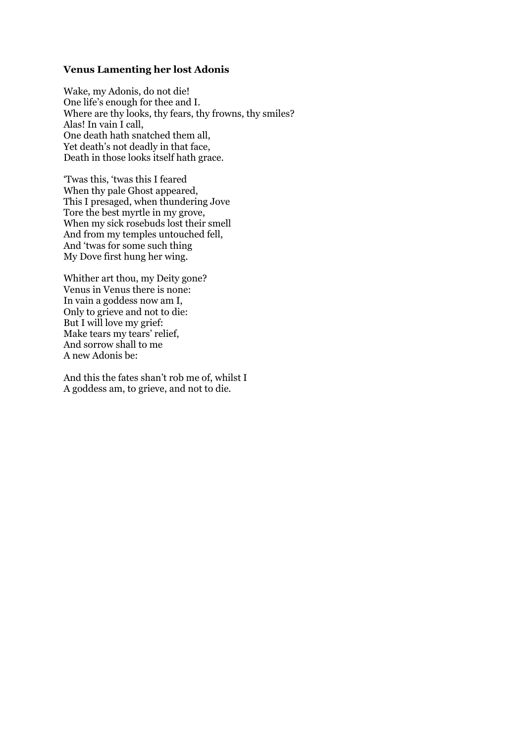**Venus Lamenting her lost Adonis**

Wake, my Adonis, do not die!  
One life's enough for thee and I.  
Where are thy looks, thy fears, thy frowns, thy smiles?  
Alas! In vain I call,  
One death hath snatched them all,  
Yet death's not deadly in that face,  
Death in those looks itself hath grace.

'Twas this, 'twas this I feared  
When thy pale Ghost appeared,  
This I presaged, when thundering Jove  
Tore the best myrtle in my grove,  
When my sick rosebuds lost their smell  
And from my temples untouched fell,  
And 'twas for some such thing  
My Dove first hung her wing.

Whither art thou, my Deity gone?  
Venus in Venus there is none:  
In vain a goddess now am I,  
Only to grieve and not to die:  
But I will love my grief:  
Make tears my tears' relief,  
And sorrow shall to me  
A new Adonis be:

And this the fates shan't rob me of, whilst I  
A goddess am, to grieve, and not to die.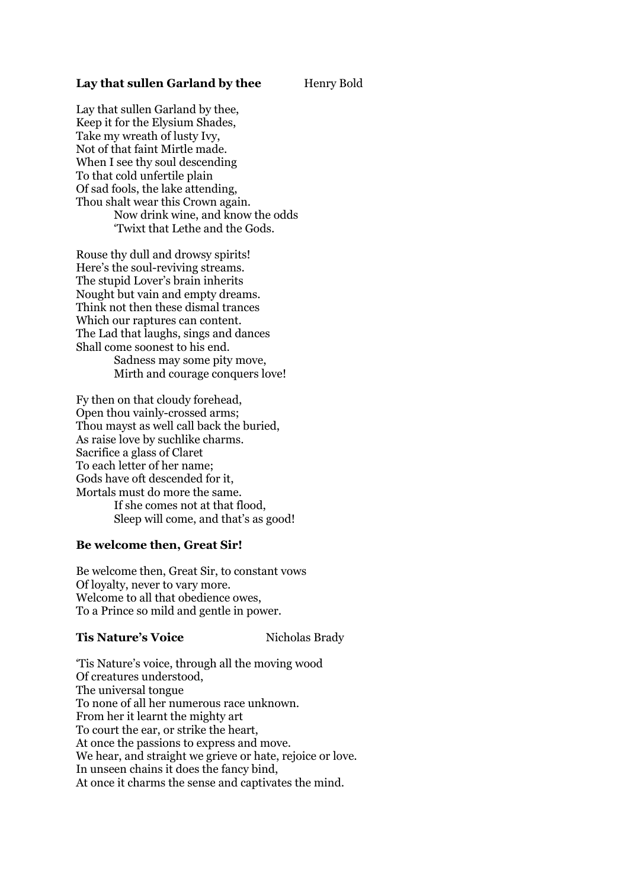**Lay that sullen Garland by thee** Henry Bold

Lay that sullen Garland by thee,  
Keep it for the Elysium Shades,  
Take my wreath of lusty Ivy,  
Not of that faint Mirtle made.  
When I see thy soul descending  
To that cold unfertile plain  
Of sad fools, the lake attending,  
Thou shalt wear this Crown again.  
  Now drink wine, and know the odds  
  'Twixt that Lethe and the Gods.

Rouse thy dull and drowsy spirits!  
Here's the soul-reviving streams.  
The stupid Lover's brain inherits  
Nought but vain and empty dreams.  
Think not then these dismal trances  
Which our raptures can content.  
The Lad that laughs, sings and dances  
Shall come soonest to his end.  
  Sadness may some pity move,  
  Mirth and courage conquers love!

Fy then on that cloudy forehead,  
Open thou vainly-crossed arms;  
Thou mayst as well call back the buried,  
As raise love by suchlike charms.  
Sacrifice a glass of Claret  
To each letter of her name;  
Gods have oft descended for it,  
Mortals must do more the same.  
  If she comes not at that flood,  
  Sleep will come, and that's as good!

**Be welcome then, Great Sir!**

Be welcome then, Great Sir, to constant vows  
Of loyalty, never to vary more.  
Welcome to all that obedience owes,  
To a Prince so mild and gentle in power.

**Tis Nature's Voice** Nicholas Brady

'Tis Nature's voice, through all the moving wood  
Of creatures understood,  
The universal tongue  
To none of all her numerous race unknown.  
From her it learnt the mighty art  
To court the ear, or strike the heart,  
At once the passions to express and move.  
We hear, and straight we grieve or hate, rejoice or love.  
In unseen chains it does the fancy bind,  
At once it charms the sense and captivates the mind.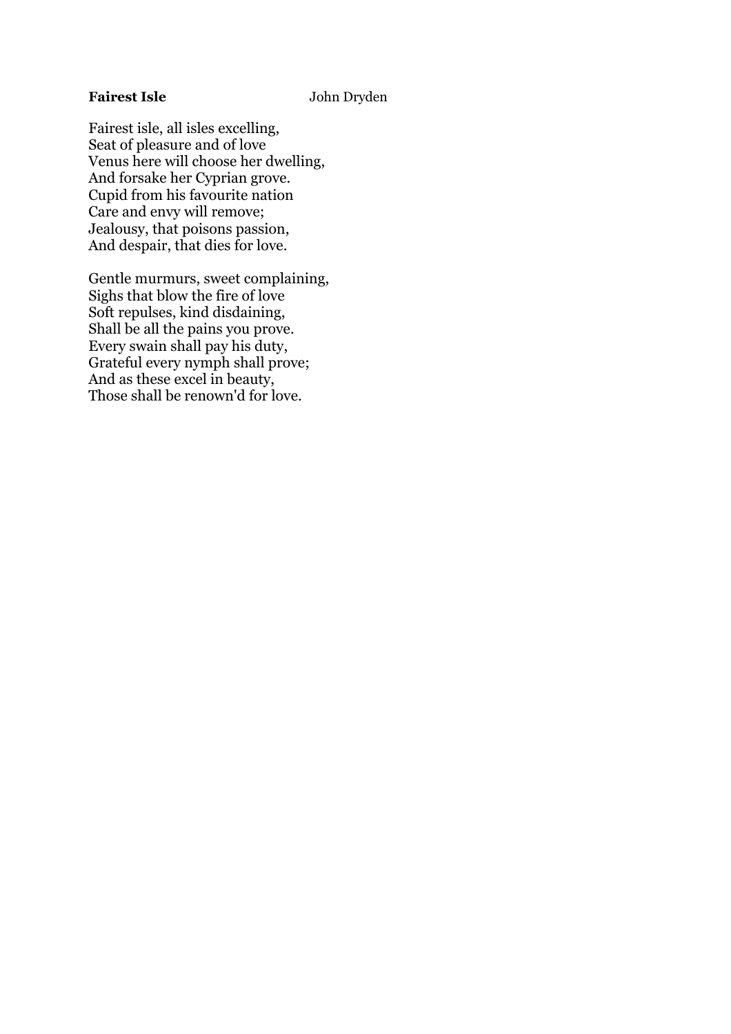**Fairest Isle** John Dryden

Fairest isle, all isles excelling,  
Seat of pleasure and of love  
Venus here will choose her dwelling,  
And forsake her Cyprian grove.  
Cupid from his favourite nation  
Care and envy will remove;  
Jealousy, that poisons passion,  
And despair, that dies for love.

Gentle murmurs, sweet complaining,  
Sighs that blow the fire of love  
Soft repulses, kind disdaining,  
Shall be all the pains you prove.  
Every swain shall pay his duty,  
Grateful every nymph shall prove;  
And as these excel in beauty,  
Those shall be renown'd for love.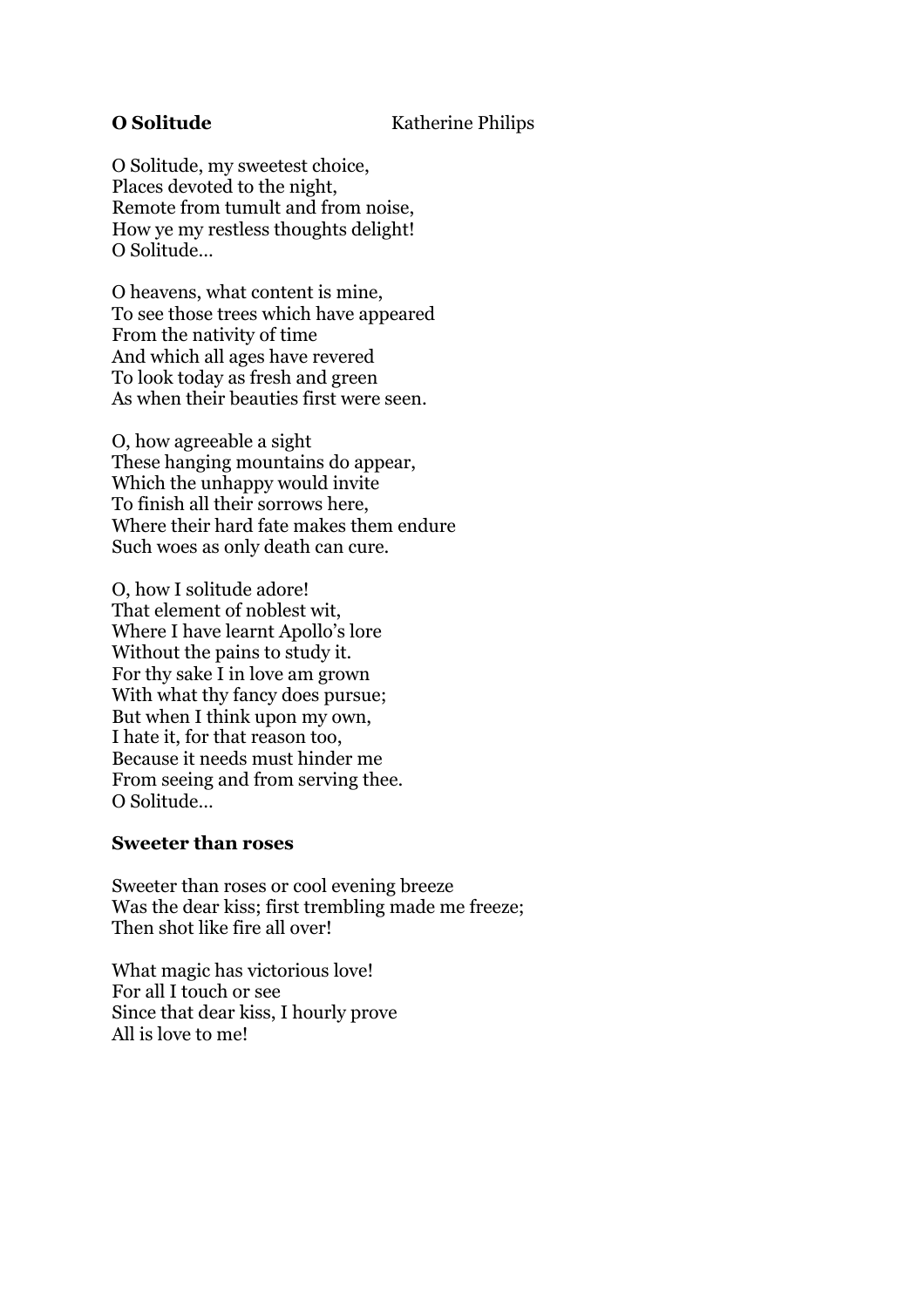## **O Solitude** Katherine Philips

O Solitude, my sweetest choice,
Places devoted to the night,
Remote from tumult and from noise,
How ye my restless thoughts delight!
O Solitude…

O heavens, what content is mine,
To see those trees which have appeared
From the nativity of time
And which all ages have revered
To look today as fresh and green
As when their beauties first were seen.

O, how agreeable a sight
These hanging mountains do appear,
Which the unhappy would invite
To finish all their sorrows here,
Where their hard fate makes them endure
Such woes as only death can cure.

O, how I solitude adore!
That element of noblest wit,
Where I have learnt Apollo's lore
Without the pains to study it.
For thy sake I in love am grown
With what thy fancy does pursue;
But when I think upon my own,
I hate it, for that reason too,
Because it needs must hinder me
From seeing and from serving thee.
O Solitude…

## **Sweeter than roses**

Sweeter than roses or cool evening breeze
Was the dear kiss; first trembling made me freeze;
Then shot like fire all over!

What magic has victorious love!
For all I touch or see
Since that dear kiss, I hourly prove
All is love to me!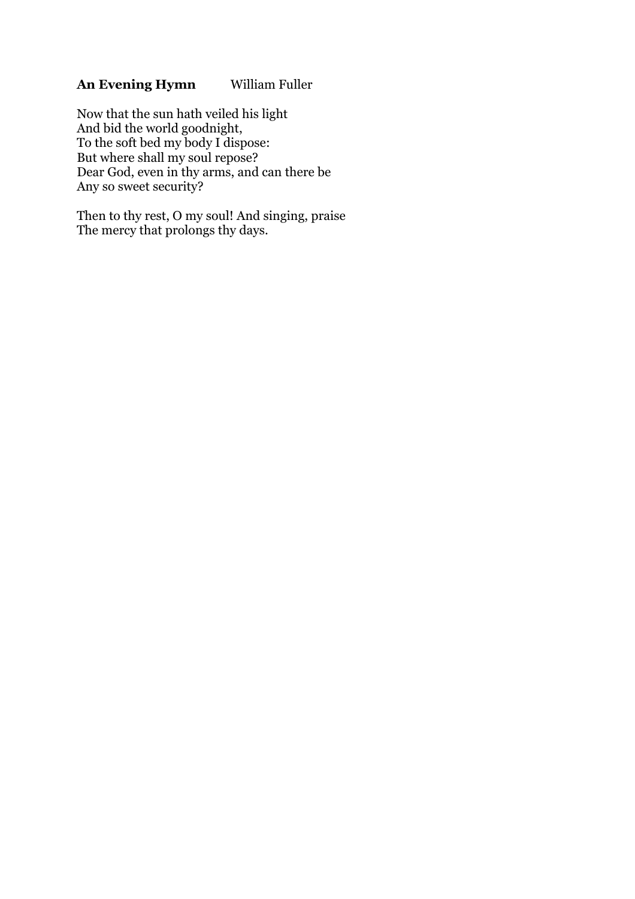**An Evening Hymn** William Fuller

Now that the sun hath veiled his light
And bid the world goodnight,
To the soft bed my body I dispose:
But where shall my soul repose?
Dear God, even in thy arms, and can there be
Any so sweet security?

Then to thy rest, O my soul! And singing, praise
The mercy that prolongs thy days.